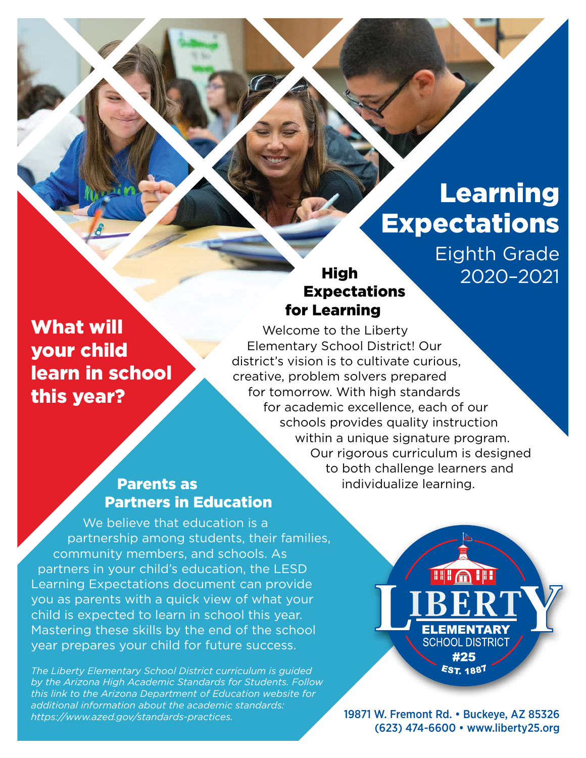# Learning Expectations

Eighth Grade
2020–2021

## What will your child learn in school this year?

## High Expectations for Learning

Welcome to the Liberty Elementary School District! Our district's vision is to cultivate curious, creative, problem solvers prepared for tomorrow. With high standards for academic excellence, each of our schools provides quality instruction within a unique signature program. Our rigorous curriculum is designed to both challenge learners and individualize learning.

## Parents as Partners in Education

We believe that education is a partnership among students, their families, community members, and schools. As partners in your child's education, the LESD Learning Expectations document can provide you as parents with a quick view of what your child is expected to learn in school this year. Mastering these skills by the end of the school year prepares your child for future success.

*The Liberty Elementary School District curriculum is guided by the Arizona High Academic Standards for Students. Follow this link to the Arizona Department of Education website for additional information about the academic standards: https://www.azed.gov/standards-practices.*

LIBERTY ELEMENTARY SCHOOL DISTRICT #25 EST. 1887

19871 W. Fremont Rd. • Buckeye, AZ 85326
(623) 474-6600 • www.liberty25.org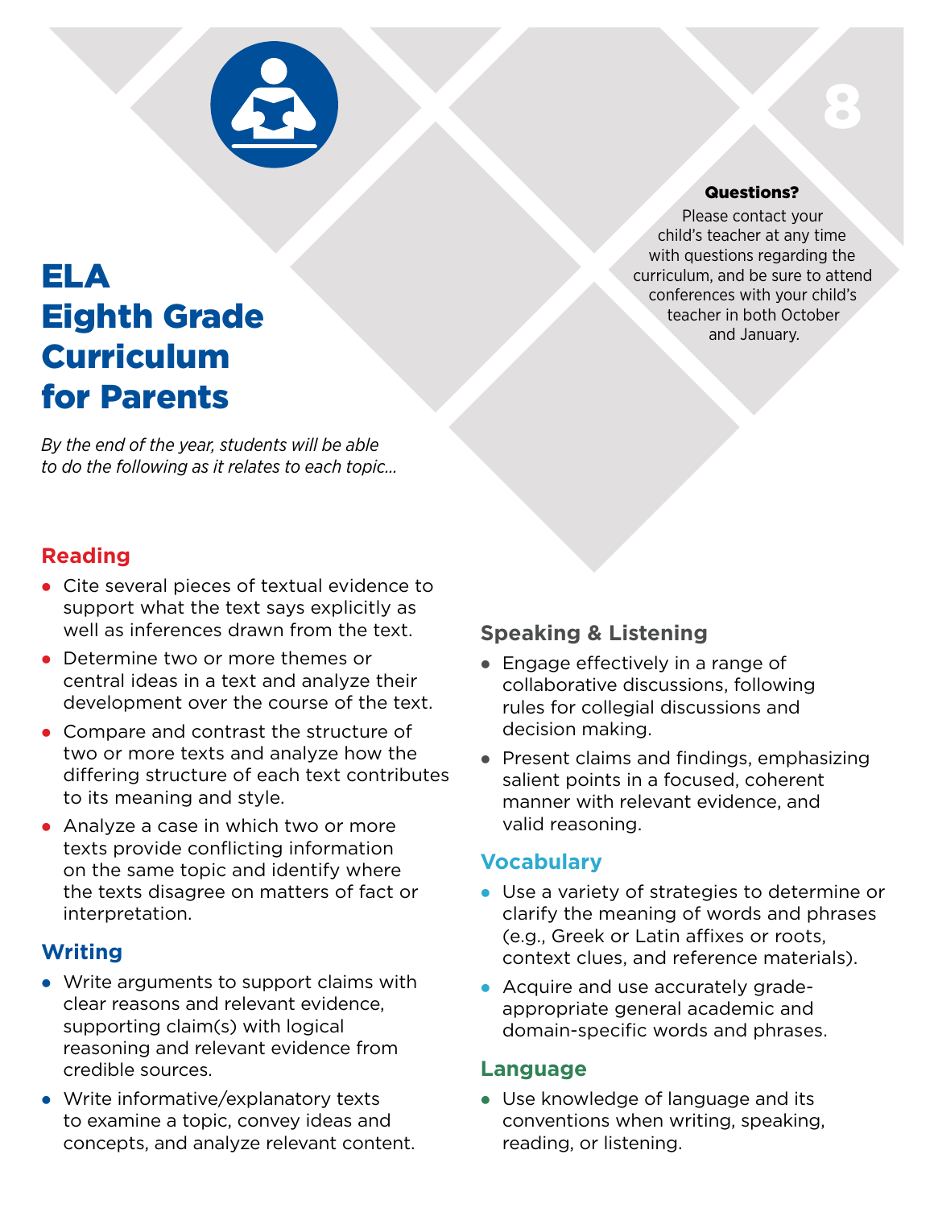# ELA Eighth Grade Curriculum for Parents

**Questions?**
Please contact your child's teacher at any time with questions regarding the curriculum, and be sure to attend conferences with your child's teacher in both October and January.

*By the end of the year, students will be able to do the following as it relates to each topic...*

## Reading

- Cite several pieces of textual evidence to support what the text says explicitly as well as inferences drawn from the text.
- Determine two or more themes or central ideas in a text and analyze their development over the course of the text.
- Compare and contrast the structure of two or more texts and analyze how the differing structure of each text contributes to its meaning and style.
- Analyze a case in which two or more texts provide conflicting information on the same topic and identify where the texts disagree on matters of fact or interpretation.

## Writing

- Write arguments to support claims with clear reasons and relevant evidence, supporting claim(s) with logical reasoning and relevant evidence from credible sources.
- Write informative/explanatory texts to examine a topic, convey ideas and concepts, and analyze relevant content.

## Speaking & Listening

- Engage effectively in a range of collaborative discussions, following rules for collegial discussions and decision making.
- Present claims and findings, emphasizing salient points in a focused, coherent manner with relevant evidence, and valid reasoning.

## Vocabulary

- Use a variety of strategies to determine or clarify the meaning of words and phrases (e.g., Greek or Latin affixes or roots, context clues, and reference materials).
- Acquire and use accurately grade-appropriate general academic and domain-specific words and phrases.

## Language

- Use knowledge of language and its conventions when writing, speaking, reading, or listening.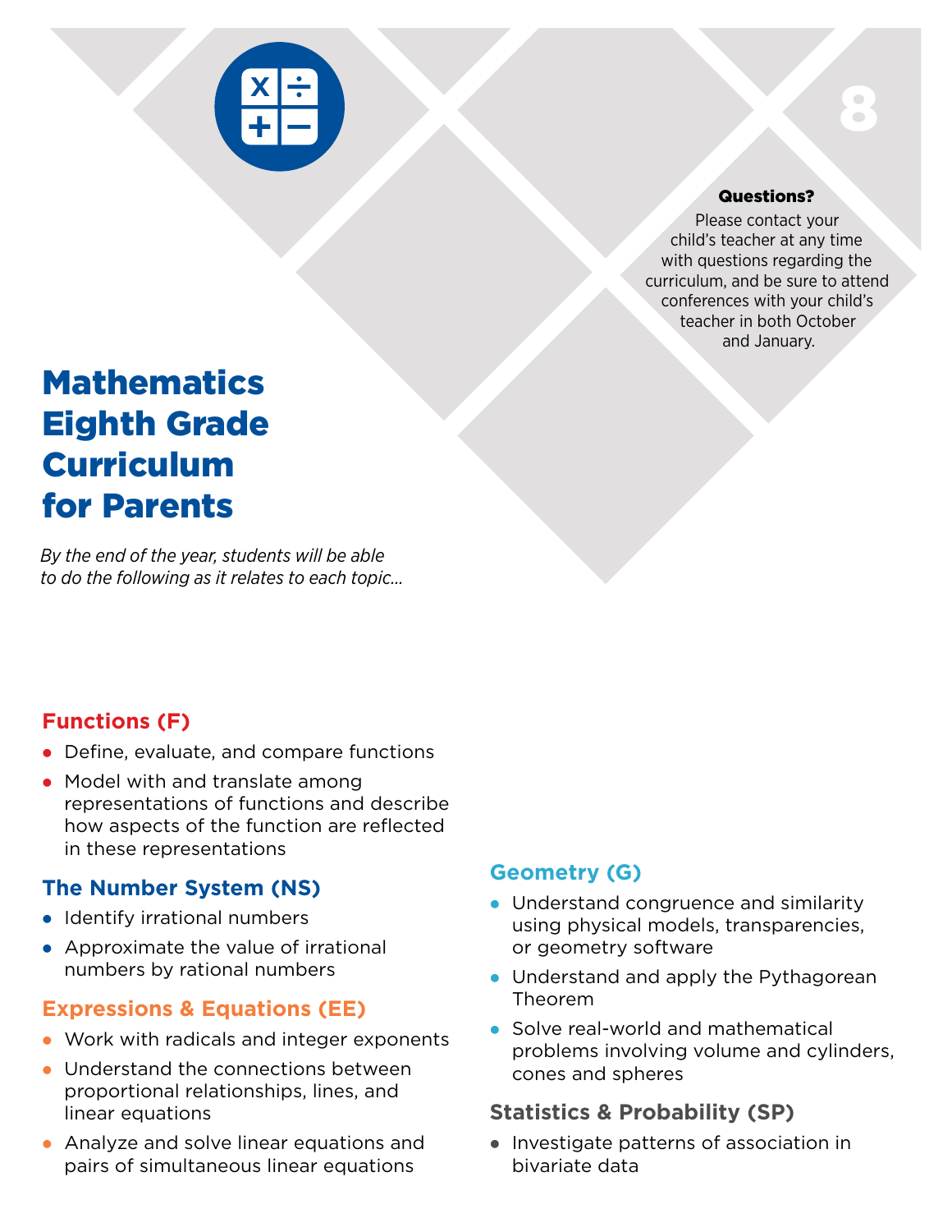8

**Questions?**

Please contact your child's teacher at any time with questions regarding the curriculum, and be sure to attend conferences with your child's teacher in both October and January.

# Mathematics Eighth Grade Curriculum for Parents

*By the end of the year, students will be able to do the following as it relates to each topic...*

## Functions (F)

- Define, evaluate, and compare functions
- Model with and translate among representations of functions and describe how aspects of the function are reflected in these representations

## The Number System (NS)

- Identify irrational numbers
- Approximate the value of irrational numbers by rational numbers

## Expressions & Equations (EE)

- Work with radicals and integer exponents
- Understand the connections between proportional relationships, lines, and linear equations
- Analyze and solve linear equations and pairs of simultaneous linear equations

## Geometry (G)

- Understand congruence and similarity using physical models, transparencies, or geometry software
- Understand and apply the Pythagorean Theorem
- Solve real-world and mathematical problems involving volume and cylinders, cones and spheres

## Statistics & Probability (SP)

- Investigate patterns of association in bivariate data